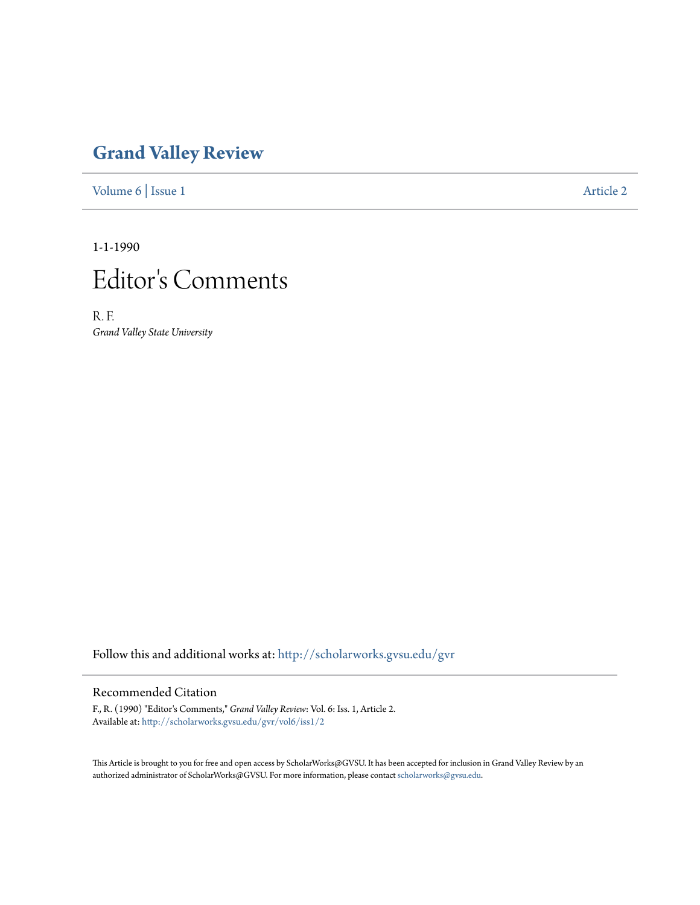# Grand Valley Review

Volume 6 | Issue 1 | Article 2

1-1-1990

# Editor's Comments

R. F.
*Grand Valley State University*

Follow this and additional works at: http://scholarworks.gvsu.edu/gvr

## Recommended Citation

F., R. (1990) "Editor's Comments," *Grand Valley Review*: Vol. 6: Iss. 1, Article 2.
Available at: http://scholarworks.gvsu.edu/gvr/vol6/iss1/2

This Article is brought to you for free and open access by ScholarWorks@GVSU. It has been accepted for inclusion in Grand Valley Review by an authorized administrator of ScholarWorks@GVSU. For more information, please contact scholarworks@gvsu.edu.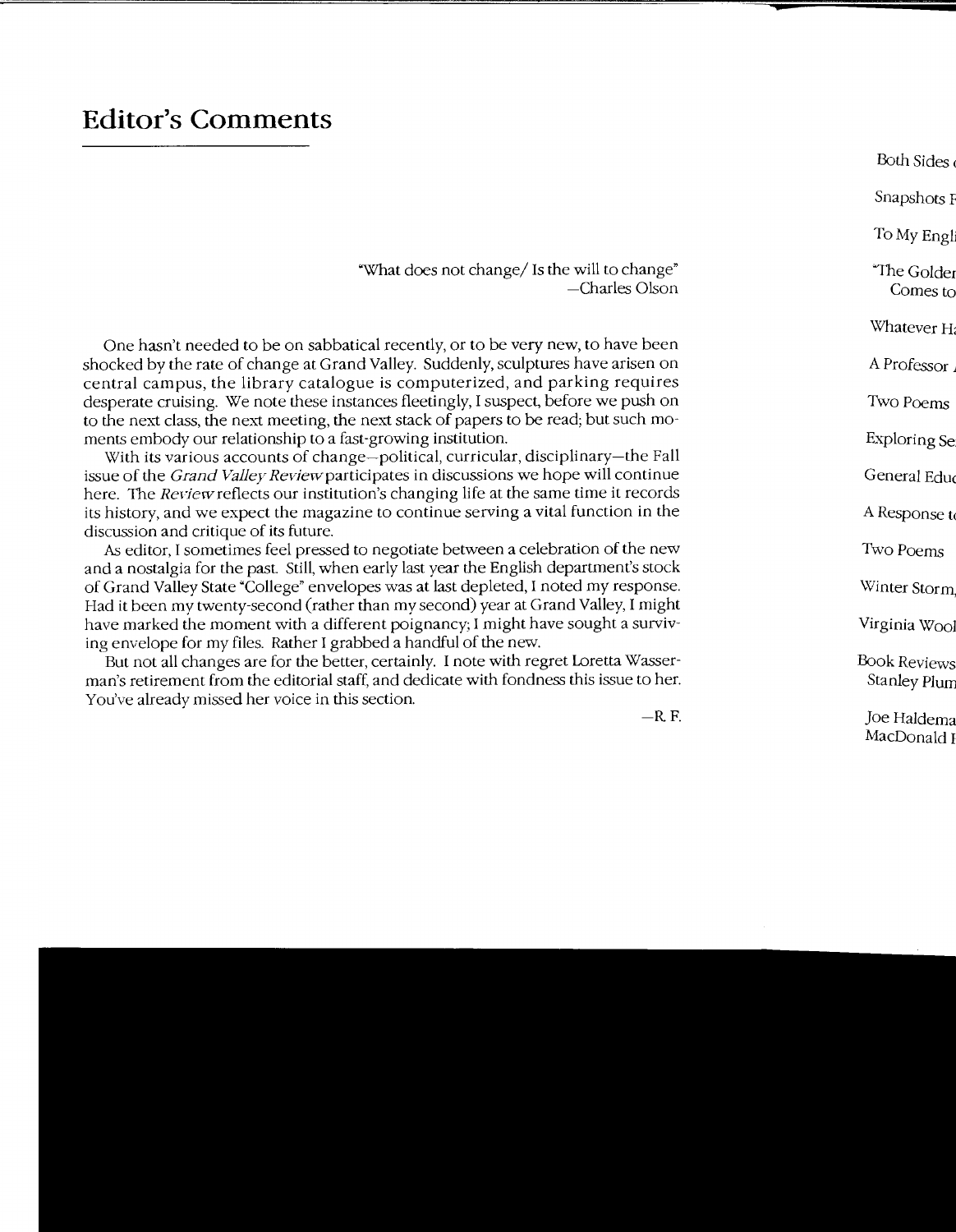# Editor's Comments

"What does not change/ Is the will to change"
—Charles Olson

One hasn't needed to be on sabbatical recently, or to be very new, to have been shocked by the rate of change at Grand Valley. Suddenly, sculptures have arisen on central campus, the library catalogue is computerized, and parking requires desperate cruising. We note these instances fleetingly, I suspect, before we push on to the next class, the next meeting, the next stack of papers to be read; but such moments embody our relationship to a fast-growing institution.

With its various accounts of change—political, curricular, disciplinary—the Fall issue of the *Grand Valley Review* participates in discussions we hope will continue here. The *Review* reflects our institution's changing life at the same time it records its history, and we expect the magazine to continue serving a vital function in the discussion and critique of its future.

As editor, I sometimes feel pressed to negotiate between a celebration of the new and a nostalgia for the past. Still, when early last year the English department's stock of Grand Valley State "College" envelopes was at last depleted, I noted my response. Had it been my twenty-second (rather than my second) year at Grand Valley, I might have marked the moment with a different poignancy; I might have sought a surviving envelope for my files. Rather I grabbed a handful of the new.

But not all changes are for the better, certainly. I note with regret Loretta Wasserman's retirement from the editorial staff, and dedicate with fondness this issue to her. You've already missed her voice in this section.

—R. F.

Both Sides

Snapshots F

To My Engl

"The Golder
Comes to

Whatever H

A Professor

Two Poems

Exploring Se

General Educ

A Response t

Two Poems

Winter Storm

Virginia Wool

Book Reviews
Stanley Plum

Joe Haldema
MacDonald